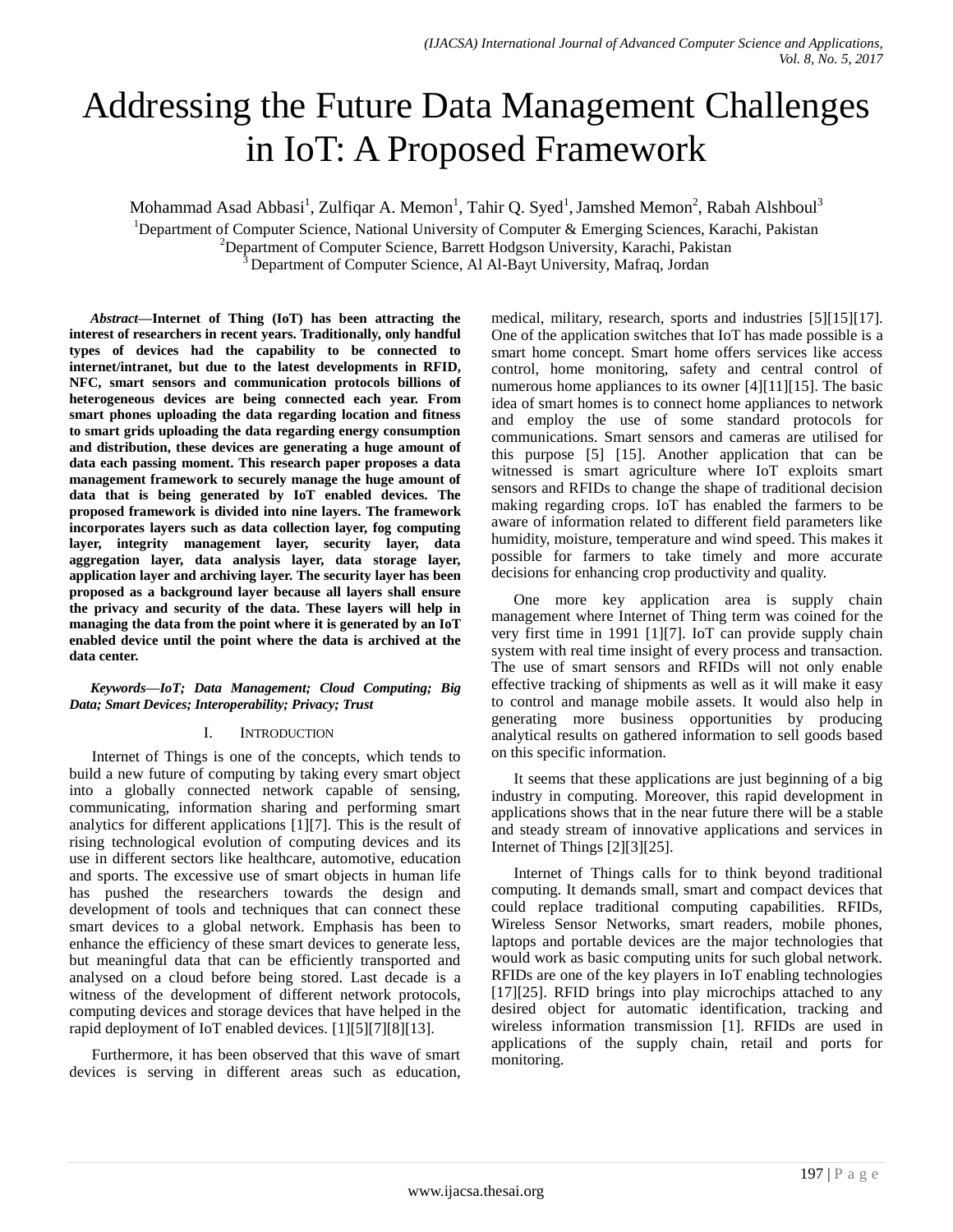# Addressing the Future Data Management Challenges in IoT: A Proposed Framework

Mohammad Asad Abbasi[1], Zulfiqar A. Memon[1], Tahir Q. Syed[1], Jamshed Memon[2], Rabah Alshboul[3]

[1]Department of Computer Science, National University of Computer & Emerging Sciences, Karachi, Pakistan
[2]Department of Computer Science, Barrett Hodgson University, Karachi, Pakistan
[3] Department of Computer Science, Al Al-Bayt University, Mafraq, Jordan

***Abstract*—Internet of Thing (IoT) has been attracting the interest of researchers in recent years. Traditionally, only handful types of devices had the capability to be connected to internet/intranet, but due to the latest developments in RFID, NFC, smart sensors and communication protocols billions of heterogeneous devices are being connected each year. From smart phones uploading the data regarding location and fitness to smart grids uploading the data regarding energy consumption and distribution, these devices are generating a huge amount of data each passing moment. This research paper proposes a data management framework to securely manage the huge amount of data that is being generated by IoT enabled devices. The proposed framework is divided into nine layers. The framework incorporates layers such as data collection layer, fog computing layer, integrity management layer, security layer, data aggregation layer, data analysis layer, data storage layer, application layer and archiving layer. The security layer has been proposed as a background layer because all layers shall ensure the privacy and security of the data. These layers will help in managing the data from the point where it is generated by an IoT enabled device until the point where the data is archived at the data center.**

***Keywords*—*IoT; Data Management; Cloud Computing; Big Data; Smart Devices; Interoperability; Privacy; Trust***

## I. Introduction

Internet of Things is one of the concepts, which tends to build a new future of computing by taking every smart object into a globally connected network capable of sensing, communicating, information sharing and performing smart analytics for different applications [1][7]. This is the result of rising technological evolution of computing devices and its use in different sectors like healthcare, automotive, education and sports. The excessive use of smart objects in human life has pushed the researchers towards the design and development of tools and techniques that can connect these smart devices to a global network. Emphasis has been to enhance the efficiency of these smart devices to generate less, but meaningful data that can be efficiently transported and analysed on a cloud before being stored. Last decade is a witness of the development of different network protocols, computing devices and storage devices that have helped in the rapid deployment of IoT enabled devices. [1][5][7][8][13].

Furthermore, it has been observed that this wave of smart devices is serving in different areas such as education, medical, military, research, sports and industries [5][15][17]. One of the application switches that IoT has made possible is a smart home concept. Smart home offers services like access control, home monitoring, safety and central control of numerous home appliances to its owner [4][11][15]. The basic idea of smart homes is to connect home appliances to network and employ the use of some standard protocols for communications. Smart sensors and cameras are utilised for this purpose [5] [15]. Another application that can be witnessed is smart agriculture where IoT exploits smart sensors and RFIDs to change the shape of traditional decision making regarding crops. IoT has enabled the farmers to be aware of information related to different field parameters like humidity, moisture, temperature and wind speed. This makes it possible for farmers to take timely and more accurate decisions for enhancing crop productivity and quality.

One more key application area is supply chain management where Internet of Thing term was coined for the very first time in 1991 [1][7]. IoT can provide supply chain system with real time insight of every process and transaction. The use of smart sensors and RFIDs will not only enable effective tracking of shipments as well as it will make it easy to control and manage mobile assets. It would also help in generating more business opportunities by producing analytical results on gathered information to sell goods based on this specific information.

It seems that these applications are just beginning of a big industry in computing. Moreover, this rapid development in applications shows that in the near future there will be a stable and steady stream of innovative applications and services in Internet of Things [2][3][25].

Internet of Things calls for to think beyond traditional computing. It demands small, smart and compact devices that could replace traditional computing capabilities. RFIDs, Wireless Sensor Networks, smart readers, mobile phones, laptops and portable devices are the major technologies that would work as basic computing units for such global network. RFIDs are one of the key players in IoT enabling technologies [17][25]. RFID brings into play microchips attached to any desired object for automatic identification, tracking and wireless information transmission [1]. RFIDs are used in applications of the supply chain, retail and ports for monitoring.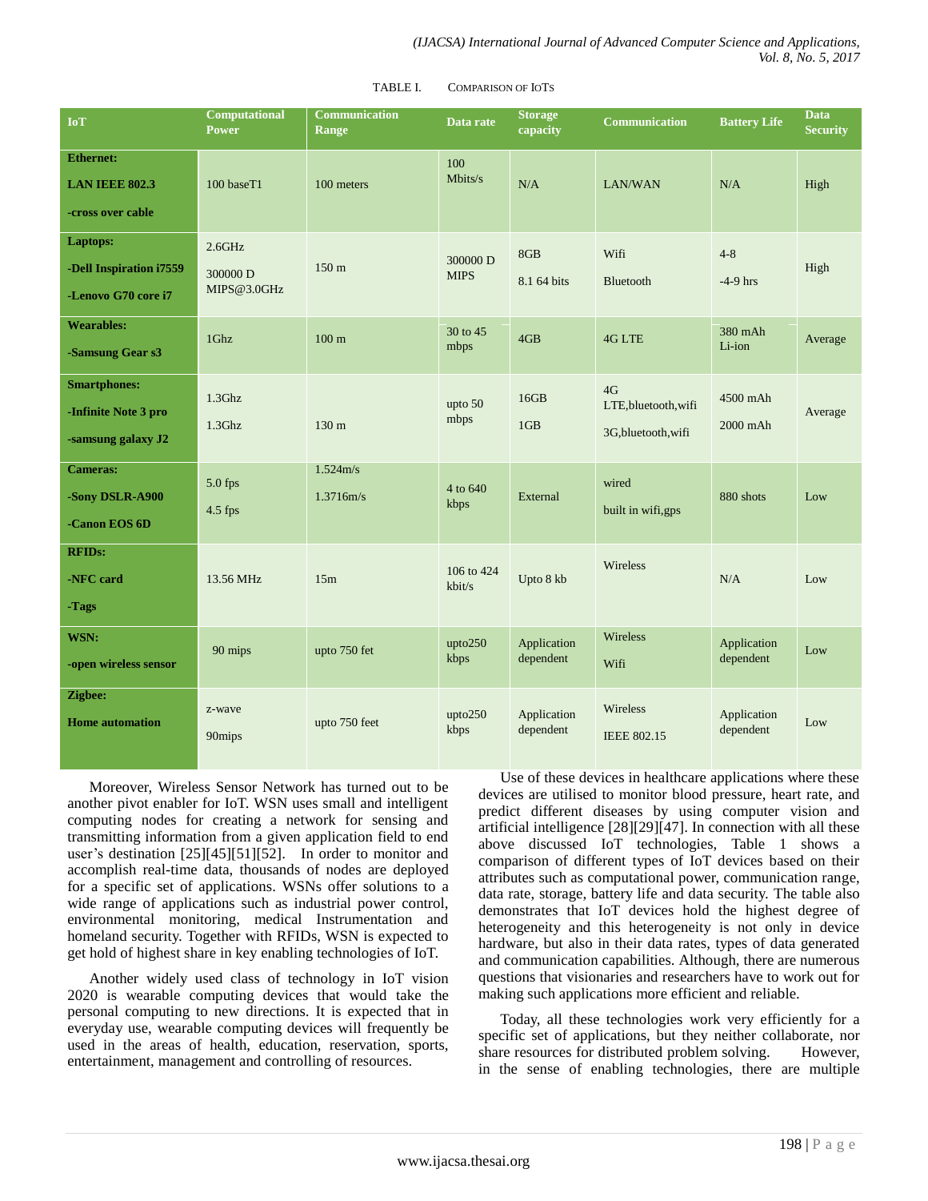TABLE I. COMPARISON OF IOTS

| IoT | Computational Power | Communication Range | Data rate | Storage capacity | Communication | Battery Life | Data Security |
|---|---|---|---|---|---|---|---|
| **Ethernet:** **LAN IEEE 802.3** **-cross over cable** | 100 baseT1 | 100 meters | 100 Mbits/s | N/A | LAN/WAN | N/A | High |
| **Laptops:** **-Dell Inspiration i7559** **-Lenovo G70 core i7** | 2.6GHz 300000 D MIPS@3.0GHz | 150 m | 300000 D MIPS | 8GB 8.1 64 bits | Wifi Bluetooth | 4-8 -4-9 hrs | High |
| **Wearables:** **-Samsung Gear s3** | 1Ghz | 100 m | 30 to 45 mbps | 4GB | 4G LTE | 380 mAh Li-ion | Average |
| **Smartphones:** **-Infinite Note 3 pro** **-samsung galaxy J2** | 1.3Ghz 1.3Ghz | 130 m | upto 50 mbps | 16GB 1GB | 4G LTE,bluetooth,wifi 3G,bluetooth,wifi | 4500 mAh 2000 mAh | Average |
| **Cameras:** **-Sony DSLR-A900** **-Canon EOS 6D** | 5.0 fps 4.5 fps | 1.524m/s 1.3716m/s | 4 to 640 kbps | External | wired built in wifi,gps | 880 shots | Low |
| **RFIDs:** **-NFC card** **-Tags** | 13.56 MHz | 15m | 106 to 424 kbit/s | Upto 8 kb | Wireless | N/A | Low |
| **WSN:** **-open wireless sensor** | 90 mips | upto 750 fet | upto250 kbps | Application dependent | Wireless Wifi | Application dependent | Low |
| **Zigbee:** **Home automation** | z-wave 90mips | upto 750 feet | upto250 kbps | Application dependent | Wireless IEEE 802.15 | Application dependent | Low |

Moreover, Wireless Sensor Network has turned out to be another pivot enabler for IoT. WSN uses small and intelligent computing nodes for creating a network for sensing and transmitting information from a given application field to end user's destination [25][45][51][52]. In order to monitor and accomplish real-time data, thousands of nodes are deployed for a specific set of applications. WSNs offer solutions to a wide range of applications such as industrial power control, environmental monitoring, medical Instrumentation and homeland security. Together with RFIDs, WSN is expected to get hold of highest share in key enabling technologies of IoT.

Another widely used class of technology in IoT vision 2020 is wearable computing devices that would take the personal computing to new directions. It is expected that in everyday use, wearable computing devices will frequently be used in the areas of health, education, reservation, sports, entertainment, management and controlling of resources.

Use of these devices in healthcare applications where these devices are utilised to monitor blood pressure, heart rate, and predict different diseases by using computer vision and artificial intelligence [28][29][47]. In connection with all these above discussed IoT technologies, Table 1 shows a comparison of different types of IoT devices based on their attributes such as computational power, communication range, data rate, storage, battery life and data security. The table also demonstrates that IoT devices hold the highest degree of heterogeneity and this heterogeneity is not only in device hardware, but also in their data rates, types of data generated and communication capabilities. Although, there are numerous questions that visionaries and researchers have to work out for making such applications more efficient and reliable.

Today, all these technologies work very efficiently for a specific set of applications, but they neither collaborate, nor share resources for distributed problem solving. However, in the sense of enabling technologies, there are multiple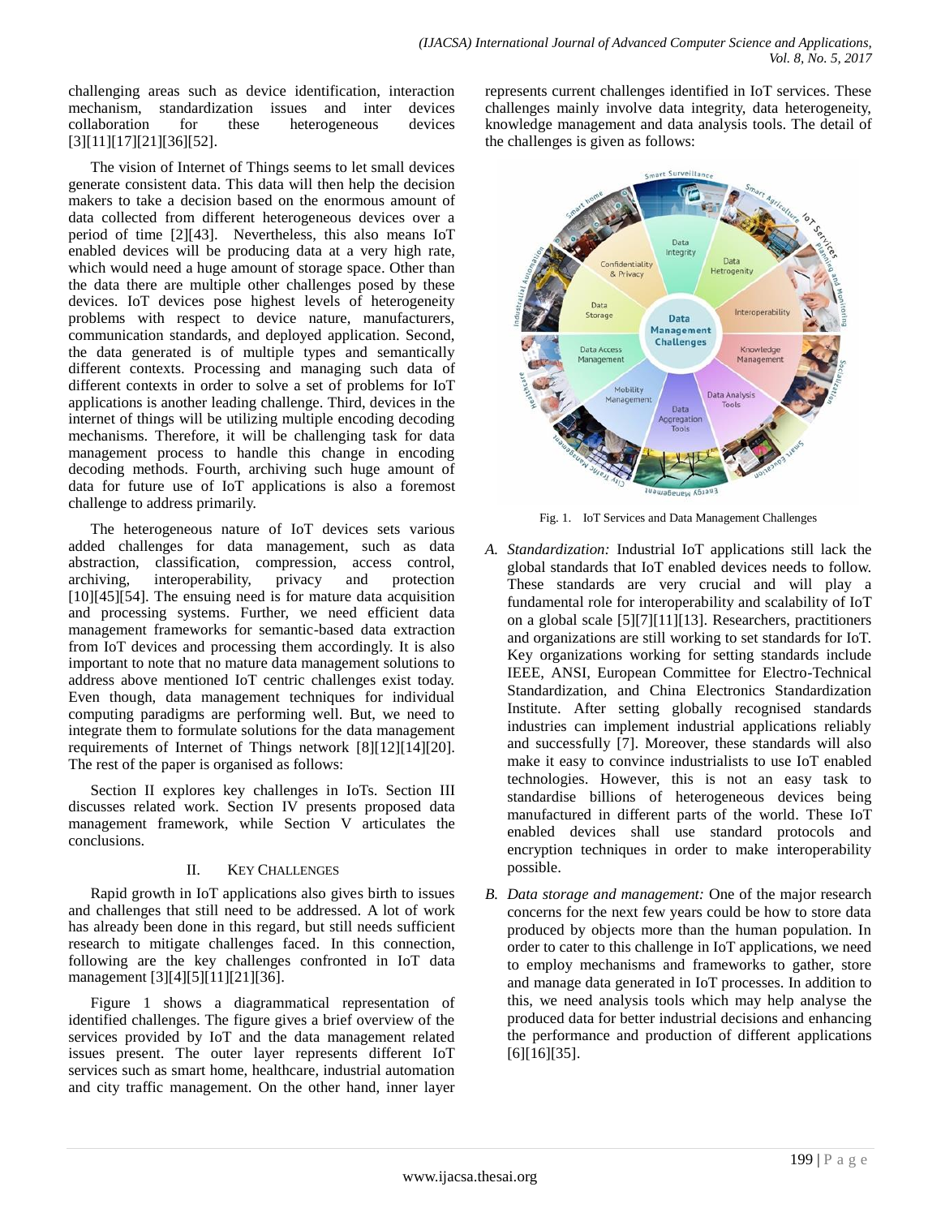challenging areas such as device identification, interaction mechanism, standardization issues and inter devices collaboration for these heterogeneous devices [3][11][17][21][36][52].

The vision of Internet of Things seems to let small devices generate consistent data. This data will then help the decision makers to take a decision based on the enormous amount of data collected from different heterogeneous devices over a period of time [2][43]. Nevertheless, this also means IoT enabled devices will be producing data at a very high rate, which would need a huge amount of storage space. Other than the data there are multiple other challenges posed by these devices. IoT devices pose highest levels of heterogeneity problems with respect to device nature, manufacturers, communication standards, and deployed application. Second, the data generated is of multiple types and semantically different contexts. Processing and managing such data of different contexts in order to solve a set of problems for IoT applications is another leading challenge. Third, devices in the internet of things will be utilizing multiple encoding decoding mechanisms. Therefore, it will be challenging task for data management process to handle this change in encoding decoding methods. Fourth, archiving such huge amount of data for future use of IoT applications is also a foremost challenge to address primarily.

The heterogeneous nature of IoT devices sets various added challenges for data management, such as data abstraction, classification, compression, access control, archiving, interoperability, privacy and protection [10][45][54]. The ensuing need is for mature data acquisition and processing systems. Further, we need efficient data management frameworks for semantic-based data extraction from IoT devices and processing them accordingly. It is also important to note that no mature data management solutions to address above mentioned IoT centric challenges exist today. Even though, data management techniques for individual computing paradigms are performing well. But, we need to integrate them to formulate solutions for the data management requirements of Internet of Things network [8][12][14][20]. The rest of the paper is organised as follows:

Section II explores key challenges in IoTs. Section III discusses related work. Section IV presents proposed data management framework, while Section V articulates the conclusions.

## II. Key Challenges

Rapid growth in IoT applications also gives birth to issues and challenges that still need to be addressed. A lot of work has already been done in this regard, but still needs sufficient research to mitigate challenges faced. In this connection, following are the key challenges confronted in IoT data management [3][4][5][11][21][36].

Figure 1 shows a diagrammatical representation of identified challenges. The figure gives a brief overview of the services provided by IoT and the data management related issues present. The outer layer represents different IoT services such as smart home, healthcare, industrial automation and city traffic management. On the other hand, inner layer represents current challenges identified in IoT services. These challenges mainly involve data integrity, data heterogeneity, knowledge management and data analysis tools. The detail of the challenges is given as follows:

Fig. 1. IoT Services and Data Management Challenges

A. *Standardization:* Industrial IoT applications still lack the global standards that IoT enabled devices needs to follow. These standards are very crucial and will play a fundamental role for interoperability and scalability of IoT on a global scale [5][7][11][13]. Researchers, practitioners and organizations are still working to set standards for IoT. Key organizations working for setting standards include IEEE, ANSI, European Committee for Electro-Technical Standardization, and China Electronics Standardization Institute. After setting globally recognised standards industries can implement industrial applications reliably and successfully [7]. Moreover, these standards will also make it easy to convince industrialists to use IoT enabled technologies. However, this is not an easy task to standardise billions of heterogeneous devices being manufactured in different parts of the world. These IoT enabled devices shall use standard protocols and encryption techniques in order to make interoperability possible.

B. *Data storage and management:* One of the major research concerns for the next few years could be how to store data produced by objects more than the human population. In order to cater to this challenge in IoT applications, we need to employ mechanisms and frameworks to gather, store and manage data generated in IoT processes. In addition to this, we need analysis tools which may help analyse the produced data for better industrial decisions and enhancing the performance and production of different applications [6][16][35].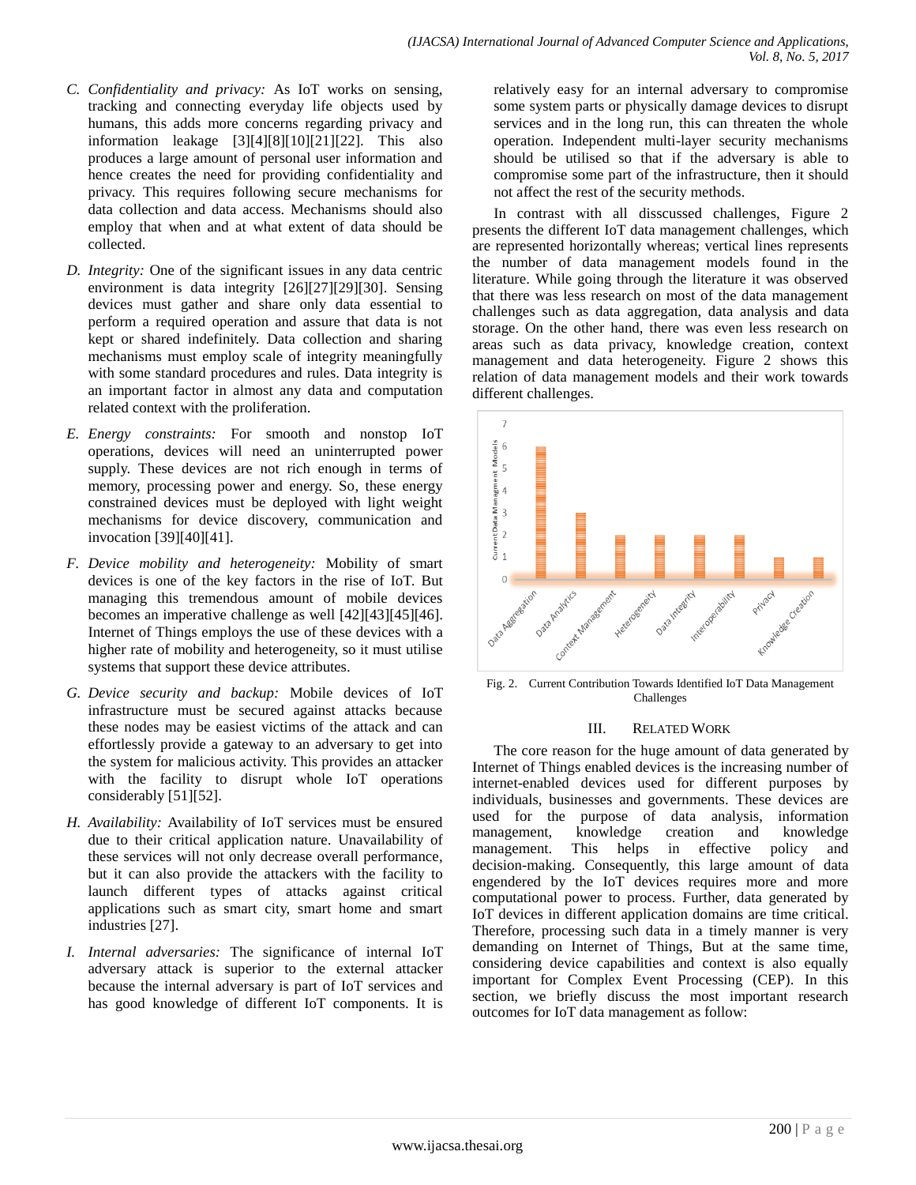C. *Confidentiality and privacy:* As IoT works on sensing, tracking and connecting everyday life objects used by humans, this adds more concerns regarding privacy and information leakage [3][4][8][10][21][22]. This also produces a large amount of personal user information and hence creates the need for providing confidentiality and privacy. This requires following secure mechanisms for data collection and data access. Mechanisms should also employ that when and at what extent of data should be collected.

D. *Integrity:* One of the significant issues in any data centric environment is data integrity [26][27][29][30]. Sensing devices must gather and share only data essential to perform a required operation and assure that data is not kept or shared indefinitely. Data collection and sharing mechanisms must employ scale of integrity meaningfully with some standard procedures and rules. Data integrity is an important factor in almost any data and computation related context with the proliferation.

E. *Energy constraints:* For smooth and nonstop IoT operations, devices will need an uninterrupted power supply. These devices are not rich enough in terms of memory, processing power and energy. So, these energy constrained devices must be deployed with light weight mechanisms for device discovery, communication and invocation [39][40][41].

F. *Device mobility and heterogeneity:* Mobility of smart devices is one of the key factors in the rise of IoT. But managing this tremendous amount of mobile devices becomes an imperative challenge as well [42][43][45][46]. Internet of Things employs the use of these devices with a higher rate of mobility and heterogeneity, so it must utilise systems that support these device attributes.

G. *Device security and backup:* Mobile devices of IoT infrastructure must be secured against attacks because these nodes may be easiest victims of the attack and can effortlessly provide a gateway to an adversary to get into the system for malicious activity. This provides an attacker with the facility to disrupt whole IoT operations considerably [51][52].

H. *Availability:* Availability of IoT services must be ensured due to their critical application nature. Unavailability of these services will not only decrease overall performance, but it can also provide the attackers with the facility to launch different types of attacks against critical applications such as smart city, smart home and smart industries [27].

I. *Internal adversaries:* The significance of internal IoT adversary attack is superior to the external attacker because the internal adversary is part of IoT services and has good knowledge of different IoT components. It is relatively easy for an internal adversary to compromise some system parts or physically damage devices to disrupt services and in the long run, this can threaten the whole operation. Independent multi-layer security mechanisms should be utilised so that if the adversary is able to compromise some part of the infrastructure, then it should not affect the rest of the security methods.

In contrast with all disscussed challenges, Figure 2 presents the different IoT data management challenges, which are represented horizontally whereas; vertical lines represents the number of data management models found in the literature. While going through the literature it was observed that there was less research on most of the data management challenges such as data aggregation, data analysis and data storage. On the other hand, there was even less research on areas such as data privacy, knowledge creation, context management and data heterogeneity. Figure 2 shows this relation of data management models and their work towards different challenges.

| Challenge | Current Data Management Models |
|---|---|
| Data Aggregation | 6 |
| Data Analytics | 3 |
| Context Management | 2 |
| Heterogeneity | 2 |
| Data Integrity | 2 |
| Interoperability | 2 |
| Privacy | 1 |
| Knowledge Creation | 1 |

Fig. 2. Current Contribution Towards Identified IoT Data Management Challenges

## III. Related Work

The core reason for the huge amount of data generated by Internet of Things enabled devices is the increasing number of internet-enabled devices used for different purposes by individuals, businesses and governments. These devices are used for the purpose of data analysis, information management, knowledge creation and knowledge management. This helps in effective policy and decision-making. Consequently, this large amount of data engendered by the IoT devices requires more and more computational power to process. Further, data generated by IoT devices in different application domains are time critical. Therefore, processing such data in a timely manner is very demanding on Internet of Things, But at the same time, considering device capabilities and context is also equally important for Complex Event Processing (CEP). In this section, we briefly discuss the most important research outcomes for IoT data management as follow: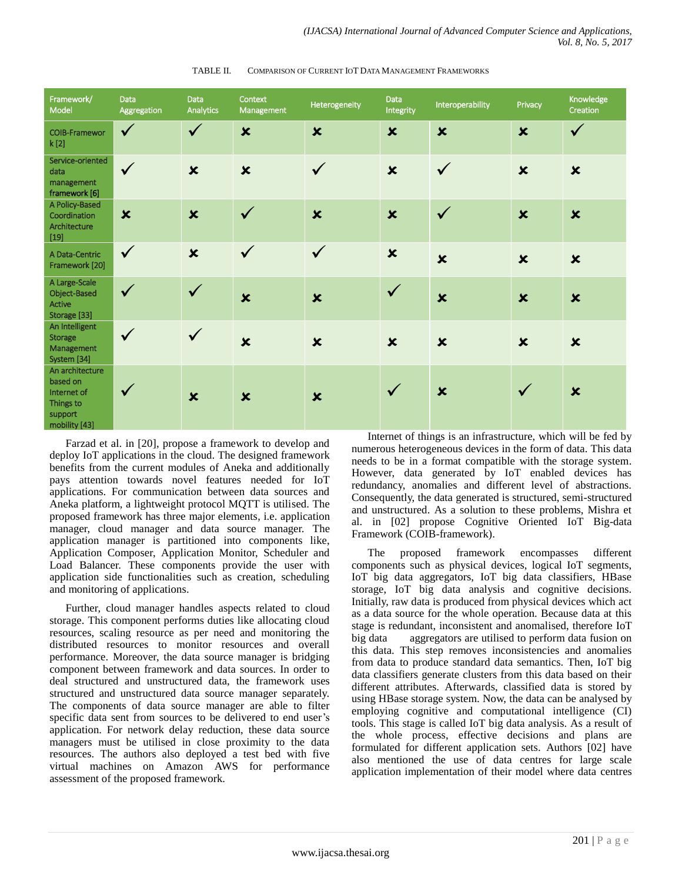TABLE II. COMPARISON OF CURRENT IOT DATA MANAGEMENT FRAMEWORKS

| Framework/ Model | Data Aggregation | Data Analytics | Context Management | Heterogeneity | Data Integrity | Interoperability | Privacy | Knowledge Creation |
|---|---|---|---|---|---|---|---|---|
| COIB-Framework [2] | ✓ | ✓ | ✗ | ✗ | ✗ | ✗ | ✗ | ✓ |
| Service-oriented data management framework [6] | ✓ | ✗ | ✗ | ✓ | ✗ | ✓ | ✗ | ✗ |
| A Policy-Based Coordination Architecture [19] | ✗ | ✗ | ✓ | ✗ | ✗ | ✓ | ✗ | ✗ |
| A Data-Centric Framework [20] | ✓ | ✗ | ✓ | ✓ | ✗ | ✗ | ✗ | ✗ |
| A Large-Scale Object-Based Active Storage [33] | ✓ | ✓ | ✗ | ✗ | ✓ | ✗ | ✗ | ✗ |
| An Intelligent Storage Management System [34] | ✓ | ✓ | ✗ | ✗ | ✗ | ✗ | ✗ | ✗ |
| An architecture based on Internet of Things to support mobility [43] | ✓ | ✗ | ✗ | ✗ | ✓ | ✗ | ✓ | ✗ |

Farzad et al. in [20], propose a framework to develop and deploy IoT applications in the cloud. The designed framework benefits from the current modules of Aneka and additionally pays attention towards novel features needed for IoT applications. For communication between data sources and Aneka platform, a lightweight protocol MQTT is utilised. The proposed framework has three major elements, i.e. application manager, cloud manager and data source manager. The application manager is partitioned into components like, Application Composer, Application Monitor, Scheduler and Load Balancer. These components provide the user with application side functionalities such as creation, scheduling and monitoring of applications.

Further, cloud manager handles aspects related to cloud storage. This component performs duties like allocating cloud resources, scaling resource as per need and monitoring the distributed resources to monitor resources and overall performance. Moreover, the data source manager is bridging component between framework and data sources. In order to deal structured and unstructured data, the framework uses structured and unstructured data source manager separately. The components of data source manager are able to filter specific data sent from sources to be delivered to end user's application. For network delay reduction, these data source managers must be utilised in close proximity to the data resources. The authors also deployed a test bed with five virtual machines on Amazon AWS for performance assessment of the proposed framework.

Internet of things is an infrastructure, which will be fed by numerous heterogeneous devices in the form of data. This data needs to be in a format compatible with the storage system. However, data generated by IoT enabled devices has redundancy, anomalies and different level of abstractions. Consequently, the data generated is structured, semi-structured and unstructured. As a solution to these problems, Mishra et al. in [02] propose Cognitive Oriented IoT Big-data Framework (COIB-framework).

The proposed framework encompasses different components such as physical devices, logical IoT segments, IoT big data aggregators, IoT big data classifiers, HBase storage, IoT big data analysis and cognitive decisions. Initially, raw data is produced from physical devices which act as a data source for the whole operation. Because data at this stage is redundant, inconsistent and anomalised, therefore IoT big data aggregators are utilised to perform data fusion on this data. This step removes inconsistencies and anomalies from data to produce standard data semantics. Then, IoT big data classifiers generate clusters from this data based on their different attributes. Afterwards, classified data is stored by using HBase storage system. Now, the data can be analysed by employing cognitive and computational intelligence (CI) tools. This stage is called IoT big data analysis. As a result of the whole process, effective decisions and plans are formulated for different application sets. Authors [02] have also mentioned the use of data centres for large scale application implementation of their model where data centres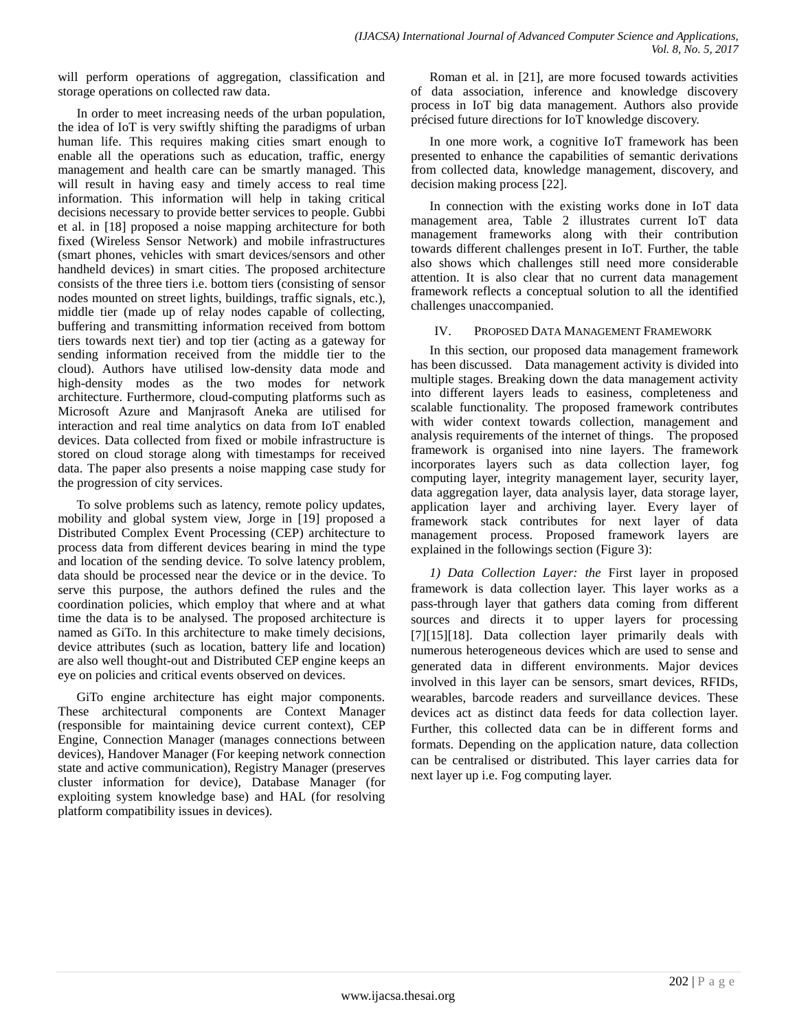will perform operations of aggregation, classification and storage operations on collected raw data.

In order to meet increasing needs of the urban population, the idea of IoT is very swiftly shifting the paradigms of urban human life. This requires making cities smart enough to enable all the operations such as education, traffic, energy management and health care can be smartly managed. This will result in having easy and timely access to real time information. This information will help in taking critical decisions necessary to provide better services to people. Gubbi et al. in [18] proposed a noise mapping architecture for both fixed (Wireless Sensor Network) and mobile infrastructures (smart phones, vehicles with smart devices/sensors and other handheld devices) in smart cities. The proposed architecture consists of the three tiers i.e. bottom tiers (consisting of sensor nodes mounted on street lights, buildings, traffic signals, etc.), middle tier (made up of relay nodes capable of collecting, buffering and transmitting information received from bottom tiers towards next tier) and top tier (acting as a gateway for sending information received from the middle tier to the cloud). Authors have utilised low-density data mode and high-density modes as the two modes for network architecture. Furthermore, cloud-computing platforms such as Microsoft Azure and Manjrasoft Aneka are utilised for interaction and real time analytics on data from IoT enabled devices. Data collected from fixed or mobile infrastructure is stored on cloud storage along with timestamps for received data. The paper also presents a noise mapping case study for the progression of city services.

To solve problems such as latency, remote policy updates, mobility and global system view, Jorge in [19] proposed a Distributed Complex Event Processing (CEP) architecture to process data from different devices bearing in mind the type and location of the sending device. To solve latency problem, data should be processed near the device or in the device. To serve this purpose, the authors defined the rules and the coordination policies, which employ that where and at what time the data is to be analysed. The proposed architecture is named as GiTo. In this architecture to make timely decisions, device attributes (such as location, battery life and location) are also well thought-out and Distributed CEP engine keeps an eye on policies and critical events observed on devices.

GiTo engine architecture has eight major components. These architectural components are Context Manager (responsible for maintaining device current context), CEP Engine, Connection Manager (manages connections between devices), Handover Manager (For keeping network connection state and active communication), Registry Manager (preserves cluster information for device), Database Manager (for exploiting system knowledge base) and HAL (for resolving platform compatibility issues in devices).

Roman et al. in [21], are more focused towards activities of data association, inference and knowledge discovery process in IoT big data management. Authors also provide précised future directions for IoT knowledge discovery.

In one more work, a cognitive IoT framework has been presented to enhance the capabilities of semantic derivations from collected data, knowledge management, discovery, and decision making process [22].

In connection with the existing works done in IoT data management area, Table 2 illustrates current IoT data management frameworks along with their contribution towards different challenges present in IoT. Further, the table also shows which challenges still need more considerable attention. It is also clear that no current data management framework reflects a conceptual solution to all the identified challenges unaccompanied.

## IV. Proposed Data Management Framework

In this section, our proposed data management framework has been discussed. Data management activity is divided into multiple stages. Breaking down the data management activity into different layers leads to easiness, completeness and scalable functionality. The proposed framework contributes with wider context towards collection, management and analysis requirements of the internet of things. The proposed framework is organised into nine layers. The framework incorporates layers such as data collection layer, fog computing layer, integrity management layer, security layer, data aggregation layer, data analysis layer, data storage layer, application layer and archiving layer. Every layer of framework stack contributes for next layer of data management process. Proposed framework layers are explained in the followings section (Figure 3):

*1) Data Collection Layer: the* First layer in proposed framework is data collection layer. This layer works as a pass-through layer that gathers data coming from different sources and directs it to upper layers for processing [7][15][18]. Data collection layer primarily deals with numerous heterogeneous devices which are used to sense and generated data in different environments. Major devices involved in this layer can be sensors, smart devices, RFIDs, wearables, barcode readers and surveillance devices. These devices act as distinct data feeds for data collection layer. Further, this collected data can be in different forms and formats. Depending on the application nature, data collection can be centralised or distributed. This layer carries data for next layer up i.e. Fog computing layer.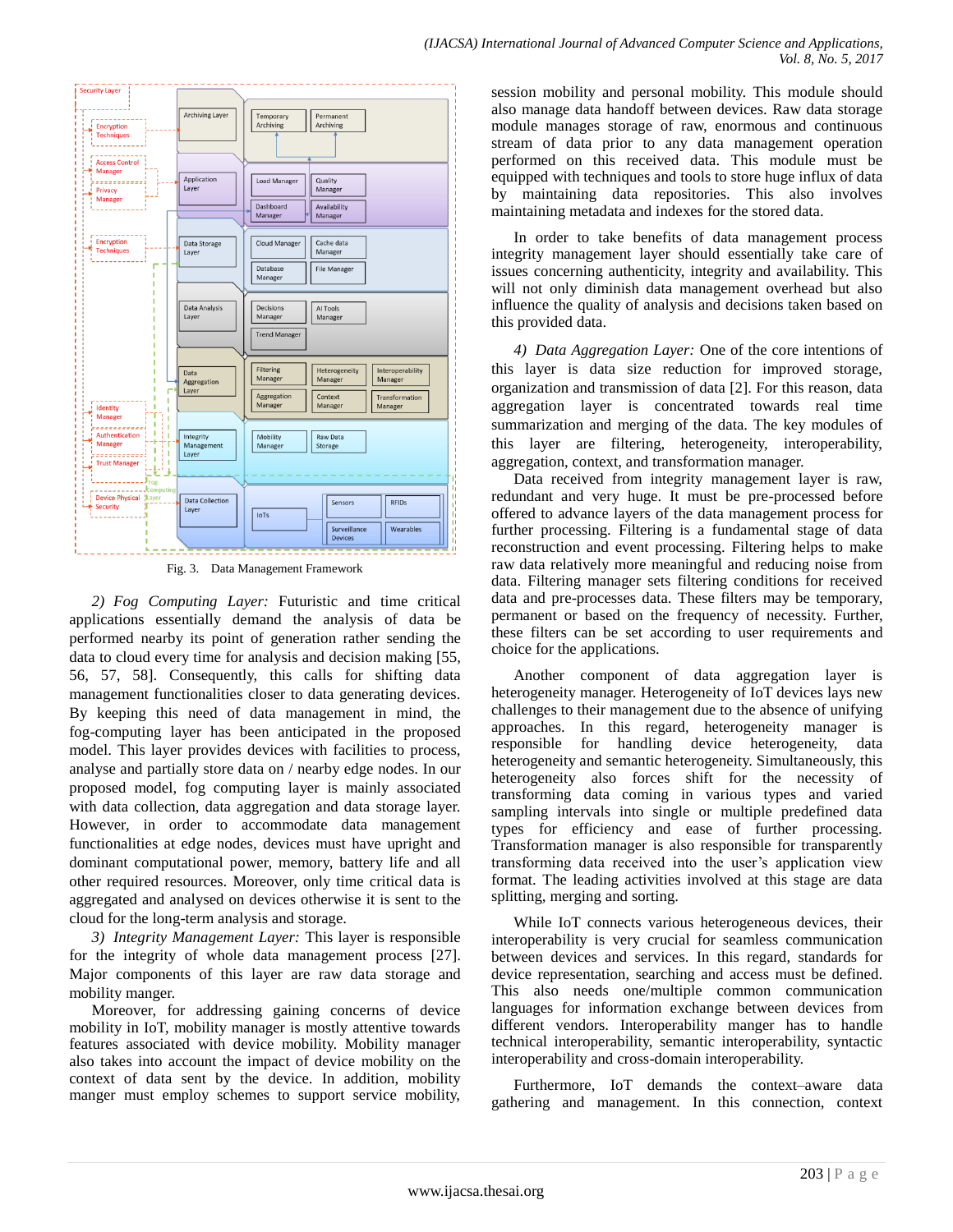Fig. 3. Data Management Framework

*2) Fog Computing Layer:* Futuristic and time critical applications essentially demand the analysis of data be performed nearby its point of generation rather sending the data to cloud every time for analysis and decision making [55, 56, 57, 58]. Consequently, this calls for shifting data management functionalities closer to data generating devices. By keeping this need of data management in mind, the fog-computing layer has been anticipated in the proposed model. This layer provides devices with facilities to process, analyse and partially store data on / nearby edge nodes. In our proposed model, fog computing layer is mainly associated with data collection, data aggregation and data storage layer. However, in order to accommodate data management functionalities at edge nodes, devices must have upright and dominant computational power, memory, battery life and all other required resources. Moreover, only time critical data is aggregated and analysed on devices otherwise it is sent to the cloud for the long-term analysis and storage.

*3) Integrity Management Layer:* This layer is responsible for the integrity of whole data management process [27]. Major components of this layer are raw data storage and mobility manger.

Moreover, for addressing gaining concerns of device mobility in IoT, mobility manager is mostly attentive towards features associated with device mobility. Mobility manager also takes into account the impact of device mobility on the context of data sent by the device. In addition, mobility manger must employ schemes to support service mobility, session mobility and personal mobility. This module should also manage data handoff between devices. Raw data storage module manages storage of raw, enormous and continuous stream of data prior to any data management operation performed on this received data. This module must be equipped with techniques and tools to store huge influx of data by maintaining data repositories. This also involves maintaining metadata and indexes for the stored data.

In order to take benefits of data management process integrity management layer should essentially take care of issues concerning authenticity, integrity and availability. This will not only diminish data management overhead but also influence the quality of analysis and decisions taken based on this provided data.

*4) Data Aggregation Layer:* One of the core intentions of this layer is data size reduction for improved storage, organization and transmission of data [2]. For this reason, data aggregation layer is concentrated towards real time summarization and merging of the data. The key modules of this layer are filtering, heterogeneity, interoperability, aggregation, context, and transformation manager.

Data received from integrity management layer is raw, redundant and very huge. It must be pre-processed before offered to advance layers of the data management process for further processing. Filtering is a fundamental stage of data reconstruction and event processing. Filtering helps to make raw data relatively more meaningful and reducing noise from data. Filtering manager sets filtering conditions for received data and pre-processes data. These filters may be temporary, permanent or based on the frequency of necessity. Further, these filters can be set according to user requirements and choice for the applications.

Another component of data aggregation layer is heterogeneity manager. Heterogeneity of IoT devices lays new challenges to their management due to the absence of unifying approaches. In this regard, heterogeneity manager is responsible for handling device heterogeneity, data heterogeneity and semantic heterogeneity. Simultaneously, this heterogeneity also forces shift for the necessity of transforming data coming in various types and varied sampling intervals into single or multiple predefined data types for efficiency and ease of further processing. Transformation manager is also responsible for transparently transforming data received into the user's application view format. The leading activities involved at this stage are data splitting, merging and sorting.

While IoT connects various heterogeneous devices, their interoperability is very crucial for seamless communication between devices and services. In this regard, standards for device representation, searching and access must be defined. This also needs one/multiple common communication languages for information exchange between devices from different vendors. Interoperability manger has to handle technical interoperability, semantic interoperability, syntactic interoperability and cross-domain interoperability.

Furthermore, IoT demands the context–aware data gathering and management. In this connection, context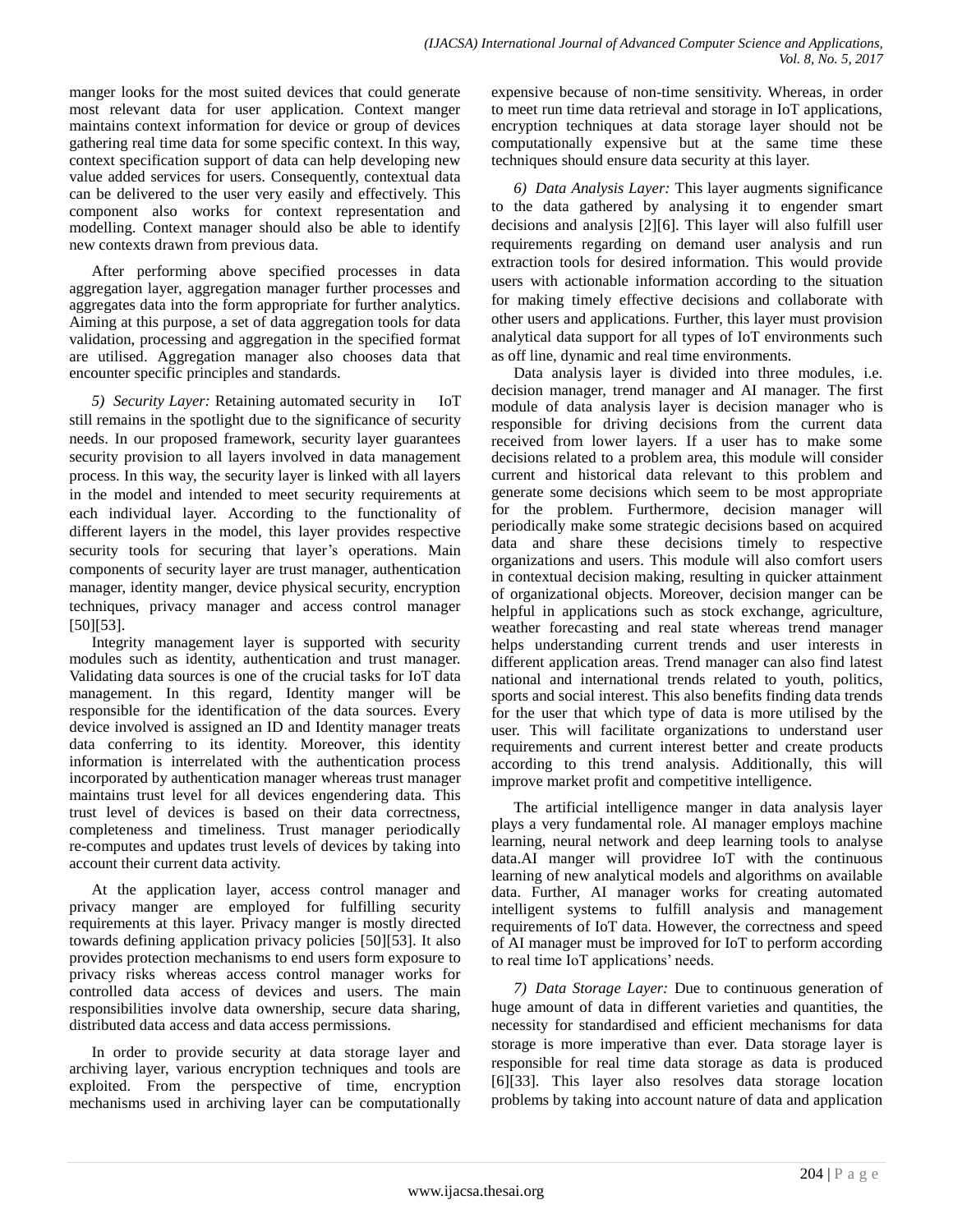manger looks for the most suited devices that could generate most relevant data for user application. Context manger maintains context information for device or group of devices gathering real time data for some specific context. In this way, context specification support of data can help developing new value added services for users. Consequently, contextual data can be delivered to the user very easily and effectively. This component also works for context representation and modelling. Context manager should also be able to identify new contexts drawn from previous data.

After performing above specified processes in data aggregation layer, aggregation manager further processes and aggregates data into the form appropriate for further analytics. Aiming at this purpose, a set of data aggregation tools for data validation, processing and aggregation in the specified format are utilised. Aggregation manager also chooses data that encounter specific principles and standards.

*5) Security Layer:* Retaining automated security in IoT still remains in the spotlight due to the significance of security needs. In our proposed framework, security layer guarantees security provision to all layers involved in data management process. In this way, the security layer is linked with all layers in the model and intended to meet security requirements at each individual layer. According to the functionality of different layers in the model, this layer provides respective security tools for securing that layer's operations. Main components of security layer are trust manager, authentication manager, identity manger, device physical security, encryption techniques, privacy manager and access control manager [50][53].

Integrity management layer is supported with security modules such as identity, authentication and trust manager. Validating data sources is one of the crucial tasks for IoT data management. In this regard, Identity manger will be responsible for the identification of the data sources. Every device involved is assigned an ID and Identity manger treats data conferring to its identity. Moreover, this identity information is interrelated with the authentication process incorporated by authentication manager whereas trust manager maintains trust level for all devices engendering data. This trust level of devices is based on their data correctness, completeness and timeliness. Trust manager periodically re-computes and updates trust levels of devices by taking into account their current data activity.

At the application layer, access control manager and privacy manger are employed for fulfilling security requirements at this layer. Privacy manger is mostly directed towards defining application privacy policies [50][53]. It also provides protection mechanisms to end users form exposure to privacy risks whereas access control manager works for controlled data access of devices and users. The main responsibilities involve data ownership, secure data sharing, distributed data access and data access permissions.

In order to provide security at data storage layer and archiving layer, various encryption techniques and tools are exploited. From the perspective of time, encryption mechanisms used in archiving layer can be computationally expensive because of non-time sensitivity. Whereas, in order to meet run time data retrieval and storage in IoT applications, encryption techniques at data storage layer should not be computationally expensive but at the same time these techniques should ensure data security at this layer.

*6) Data Analysis Layer:* This layer augments significance to the data gathered by analysing it to engender smart decisions and analysis [2][6]. This layer will also fulfill user requirements regarding on demand user analysis and run extraction tools for desired information. This would provide users with actionable information according to the situation for making timely effective decisions and collaborate with other users and applications. Further, this layer must provision analytical data support for all types of IoT environments such as off line, dynamic and real time environments.

Data analysis layer is divided into three modules, i.e. decision manager, trend manager and AI manager. The first module of data analysis layer is decision manager who is responsible for driving decisions from the current data received from lower layers. If a user has to make some decisions related to a problem area, this module will consider current and historical data relevant to this problem and generate some decisions which seem to be most appropriate for the problem. Furthermore, decision manager will periodically make some strategic decisions based on acquired data and share these decisions timely to respective organizations and users. This module will also comfort users in contextual decision making, resulting in quicker attainment of organizational objects. Moreover, decision manger can be helpful in applications such as stock exchange, agriculture, weather forecasting and real state whereas trend manager helps understanding current trends and user interests in different application areas. Trend manager can also find latest national and international trends related to youth, politics, sports and social interest. This also benefits finding data trends for the user that which type of data is more utilised by the user. This will facilitate organizations to understand user requirements and current interest better and create products according to this trend analysis. Additionally, this will improve market profit and competitive intelligence.

The artificial intelligence manger in data analysis layer plays a very fundamental role. AI manager employs machine learning, neural network and deep learning tools to analyse data.AI manger will providree IoT with the continuous learning of new analytical models and algorithms on available data. Further, AI manager works for creating automated intelligent systems to fulfill analysis and management requirements of IoT data. However, the correctness and speed of AI manager must be improved for IoT to perform according to real time IoT applications' needs.

*7) Data Storage Layer:* Due to continuous generation of huge amount of data in different varieties and quantities, the necessity for standardised and efficient mechanisms for data storage is more imperative than ever. Data storage layer is responsible for real time data storage as data is produced [6][33]. This layer also resolves data storage location problems by taking into account nature of data and application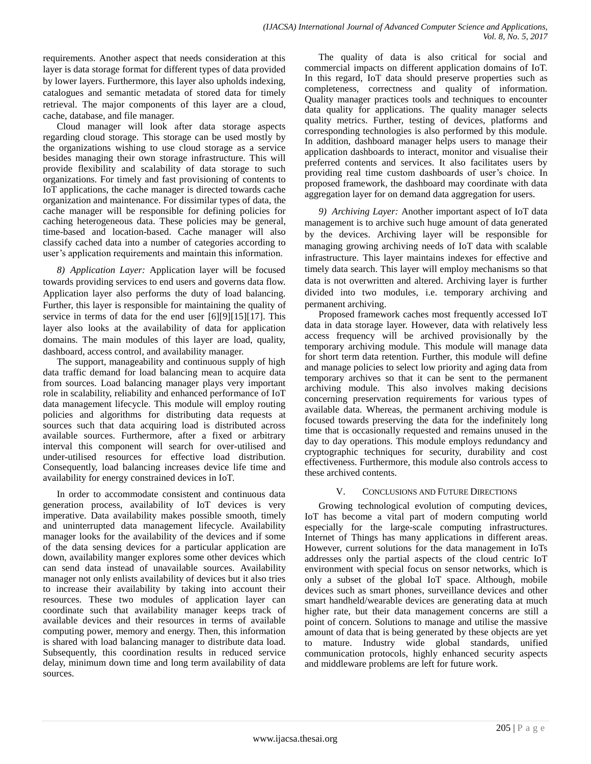requirements. Another aspect that needs consideration at this layer is data storage format for different types of data provided by lower layers. Furthermore, this layer also upholds indexing, catalogues and semantic metadata of stored data for timely retrieval. The major components of this layer are a cloud, cache, database, and file manager.

Cloud manager will look after data storage aspects regarding cloud storage. This storage can be used mostly by the organizations wishing to use cloud storage as a service besides managing their own storage infrastructure. This will provide flexibility and scalability of data storage to such organizations. For timely and fast provisioning of contents to IoT applications, the cache manager is directed towards cache organization and maintenance. For dissimilar types of data, the cache manager will be responsible for defining policies for caching heterogeneous data. These policies may be general, time-based and location-based. Cache manager will also classify cached data into a number of categories according to user's application requirements and maintain this information.

*8) Application Layer:* Application layer will be focused towards providing services to end users and governs data flow. Application layer also performs the duty of load balancing. Further, this layer is responsible for maintaining the quality of service in terms of data for the end user [6][9][15][17]. This layer also looks at the availability of data for application domains. The main modules of this layer are load, quality, dashboard, access control, and availability manager.

The support, manageability and continuous supply of high data traffic demand for load balancing mean to acquire data from sources. Load balancing manager plays very important role in scalability, reliability and enhanced performance of IoT data management lifecycle. This module will employ routing policies and algorithms for distributing data requests at sources such that data acquiring load is distributed across available sources. Furthermore, after a fixed or arbitrary interval this component will search for over-utilised and under-utilised resources for effective load distribution. Consequently, load balancing increases device life time and availability for energy constrained devices in IoT.

In order to accommodate consistent and continuous data generation process, availability of IoT devices is very imperative. Data availability makes possible smooth, timely and uninterrupted data management lifecycle. Availability manager looks for the availability of the devices and if some of the data sensing devices for a particular application are down, availability manger explores some other devices which can send data instead of unavailable sources. Availability manager not only enlists availability of devices but it also tries to increase their availability by taking into account their resources. These two modules of application layer can coordinate such that availability manager keeps track of available devices and their resources in terms of available computing power, memory and energy. Then, this information is shared with load balancing manager to distribute data load. Subsequently, this coordination results in reduced service delay, minimum down time and long term availability of data sources.

The quality of data is also critical for social and commercial impacts on different application domains of IoT. In this regard, IoT data should preserve properties such as completeness, correctness and quality of information. Quality manager practices tools and techniques to encounter data quality for applications. The quality manager selects quality metrics. Further, testing of devices, platforms and corresponding technologies is also performed by this module. In addition, dashboard manager helps users to manage their application dashboards to interact, monitor and visualise their preferred contents and services. It also facilitates users by providing real time custom dashboards of user's choice. In proposed framework, the dashboard may coordinate with data aggregation layer for on demand data aggregation for users.

*9) Archiving Layer:* Another important aspect of IoT data management is to archive such huge amount of data generated by the devices. Archiving layer will be responsible for managing growing archiving needs of IoT data with scalable infrastructure. This layer maintains indexes for effective and timely data search. This layer will employ mechanisms so that data is not overwritten and altered. Archiving layer is further divided into two modules, i.e. temporary archiving and permanent archiving.

Proposed framework caches most frequently accessed IoT data in data storage layer. However, data with relatively less access frequency will be archived provisionally by the temporary archiving module. This module will manage data for short term data retention. Further, this module will define and manage policies to select low priority and aging data from temporary archives so that it can be sent to the permanent archiving module. This also involves making decisions concerning preservation requirements for various types of available data. Whereas, the permanent archiving module is focused towards preserving the data for the indefinitely long time that is occasionally requested and remains unused in the day to day operations. This module employs redundancy and cryptographic techniques for security, durability and cost effectiveness. Furthermore, this module also controls access to these archived contents.

## V. Conclusions and Future Directions

Growing technological evolution of computing devices, IoT has become a vital part of modern computing world especially for the large-scale computing infrastructures. Internet of Things has many applications in different areas. However, current solutions for the data management in IoTs addresses only the partial aspects of the cloud centric IoT environment with special focus on sensor networks, which is only a subset of the global IoT space. Although, mobile devices such as smart phones, surveillance devices and other smart handheld/wearable devices are generating data at much higher rate, but their data management concerns are still a point of concern. Solutions to manage and utilise the massive amount of data that is being generated by these objects are yet to mature. Industry wide global standards, unified communication protocols, highly enhanced security aspects and middleware problems are left for future work.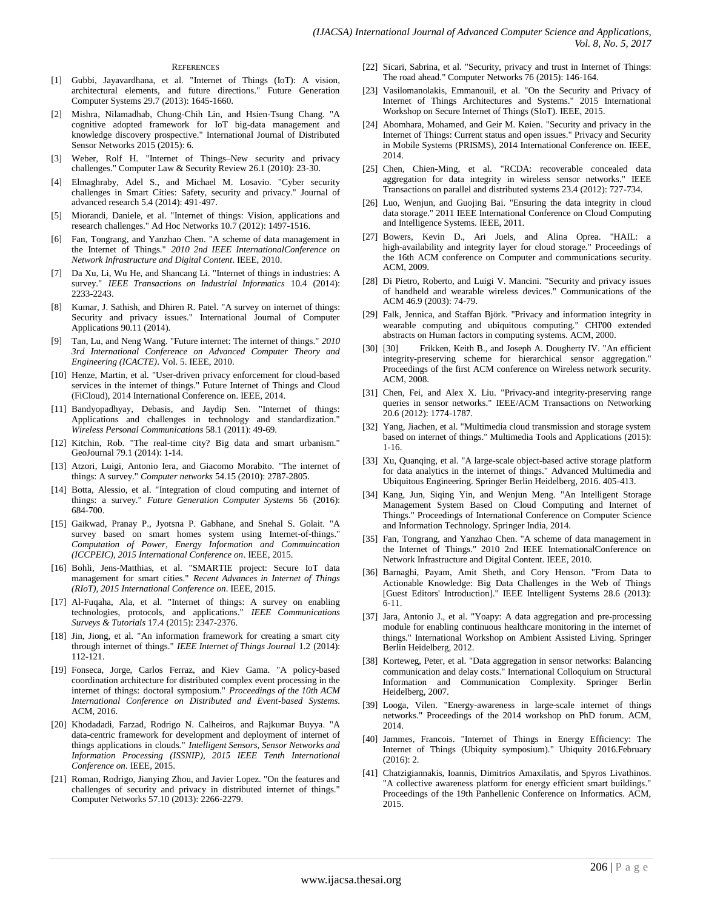## REFERENCES

[1] Gubbi, Jayavardhana, et al. "Internet of Things (IoT): A vision, architectural elements, and future directions." Future Generation Computer Systems 29.7 (2013): 1645-1660.

[2] Mishra, Nilamadhab, Chung-Chih Lin, and Hsien-Tsung Chang. "A cognitive adopted framework for IoT big-data management and knowledge discovery prospective." International Journal of Distributed Sensor Networks 2015 (2015): 6.

[3] Weber, Rolf H. "Internet of Things–New security and privacy challenges." Computer Law & Security Review 26.1 (2010): 23-30.

[4] Elmaghraby, Adel S., and Michael M. Losavio. "Cyber security challenges in Smart Cities: Safety, security and privacy." Journal of advanced research 5.4 (2014): 491-497.

[5] Miorandi, Daniele, et al. "Internet of things: Vision, applications and research challenges." Ad Hoc Networks 10.7 (2012): 1497-1516.

[6] Fan, Tongrang, and Yanzhao Chen. "A scheme of data management in the Internet of Things." *2010 2nd IEEE InternationalConference on Network Infrastructure and Digital Content*. IEEE, 2010.

[7] Da Xu, Li, Wu He, and Shancang Li. "Internet of things in industries: A survey." *IEEE Transactions on Industrial Informatics* 10.4 (2014): 2233-2243.

[8] Kumar, J. Sathish, and Dhiren R. Patel. "A survey on internet of things: Security and privacy issues." International Journal of Computer Applications 90.11 (2014).

[9] Tan, Lu, and Neng Wang. "Future internet: The internet of things." *2010 3rd International Conference on Advanced Computer Theory and Engineering (ICACTE)*. Vol. 5. IEEE, 2010.

[10] Henze, Martin, et al. "User-driven privacy enforcement for cloud-based services in the internet of things." Future Internet of Things and Cloud (FiCloud), 2014 International Conference on. IEEE, 2014.

[11] Bandyopadhyay, Debasis, and Jaydip Sen. "Internet of things: Applications and challenges in technology and standardization." *Wireless Personal Communications* 58.1 (2011): 49-69.

[12] Kitchin, Rob. "The real-time city? Big data and smart urbanism." GeoJournal 79.1 (2014): 1-14.

[13] Atzori, Luigi, Antonio Iera, and Giacomo Morabito. "The internet of things: A survey." *Computer networks* 54.15 (2010): 2787-2805.

[14] Botta, Alessio, et al. "Integration of cloud computing and internet of things: a survey." *Future Generation Computer Systems* 56 (2016): 684-700.

[15] Gaikwad, Pranay P., Jyotsna P. Gabhane, and Snehal S. Golait. "A survey based on smart homes system using Internet-of-things." *Computation of Power, Energy Information and Commuincation (ICCPEIC), 2015 International Conference on*. IEEE, 2015.

[16] Bohli, Jens-Matthias, et al. "SMARTIE project: Secure IoT data management for smart cities." *Recent Advances in Internet of Things (RIoT), 2015 International Conference on*. IEEE, 2015.

[17] Al-Fuqaha, Ala, et al. "Internet of things: A survey on enabling technologies, protocols, and applications." *IEEE Communications Surveys & Tutorials* 17.4 (2015): 2347-2376.

[18] Jin, Jiong, et al. "An information framework for creating a smart city through internet of things." *IEEE Internet of Things Journal* 1.2 (2014): 112-121.

[19] Fonseca, Jorge, Carlos Ferraz, and Kiev Gama. "A policy-based coordination architecture for distributed complex event processing in the internet of things: doctoral symposium." *Proceedings of the 10th ACM International Conference on Distributed and Event-based Systems*. ACM, 2016.

[20] Khodadadi, Farzad, Rodrigo N. Calheiros, and Rajkumar Buyya. "A data-centric framework for development and deployment of internet of things applications in clouds." *Intelligent Sensors, Sensor Networks and Information Processing (ISSNIP), 2015 IEEE Tenth International Conference on*. IEEE, 2015.

[21] Roman, Rodrigo, Jianying Zhou, and Javier Lopez. "On the features and challenges of security and privacy in distributed internet of things." Computer Networks 57.10 (2013): 2266-2279.

[22] Sicari, Sabrina, et al. "Security, privacy and trust in Internet of Things: The road ahead." Computer Networks 76 (2015): 146-164.

[23] Vasilomanolakis, Emmanouil, et al. "On the Security and Privacy of Internet of Things Architectures and Systems." 2015 International Workshop on Secure Internet of Things (SIoT). IEEE, 2015.

[24] Abomhara, Mohamed, and Geir M. Køien. "Security and privacy in the Internet of Things: Current status and open issues." Privacy and Security in Mobile Systems (PRISMS), 2014 International Conference on. IEEE, 2014.

[25] Chen, Chien-Ming, et al. "RCDA: recoverable concealed data aggregation for data integrity in wireless sensor networks." IEEE Transactions on parallel and distributed systems 23.4 (2012): 727-734.

[26] Luo, Wenjun, and Guojing Bai. "Ensuring the data integrity in cloud data storage." 2011 IEEE International Conference on Cloud Computing and Intelligence Systems. IEEE, 2011.

[27] Bowers, Kevin D., Ari Juels, and Alina Oprea. "HAIL: a high-availability and integrity layer for cloud storage." Proceedings of the 16th ACM conference on Computer and communications security. ACM, 2009.

[28] Di Pietro, Roberto, and Luigi V. Mancini. "Security and privacy issues of handheld and wearable wireless devices." Communications of the ACM 46.9 (2003): 74-79.

[29] Falk, Jennica, and Staffan Björk. "Privacy and information integrity in wearable computing and ubiquitous computing." CHI'00 extended abstracts on Human factors in computing systems. ACM, 2000.

[30] [30] Frikken, Keith B., and Joseph A. Dougherty IV. "An efficient integrity-preserving scheme for hierarchical sensor aggregation." Proceedings of the first ACM conference on Wireless network security. ACM, 2008.

[31] Chen, Fei, and Alex X. Liu. "Privacy-and integrity-preserving range queries in sensor networks." IEEE/ACM Transactions on Networking 20.6 (2012): 1774-1787.

[32] Yang, Jiachen, et al. "Multimedia cloud transmission and storage system based on internet of things." Multimedia Tools and Applications (2015): 1-16.

[33] Xu, Quanqing, et al. "A large-scale object-based active storage platform for data analytics in the internet of things." Advanced Multimedia and Ubiquitous Engineering. Springer Berlin Heidelberg, 2016. 405-413.

[34] Kang, Jun, Siqing Yin, and Wenjun Meng. "An Intelligent Storage Management System Based on Cloud Computing and Internet of Things." Proceedings of International Conference on Computer Science and Information Technology. Springer India, 2014.

[35] Fan, Tongrang, and Yanzhao Chen. "A scheme of data management in the Internet of Things." 2010 2nd IEEE InternationalConference on Network Infrastructure and Digital Content. IEEE, 2010.

[36] Barnaghi, Payam, Amit Sheth, and Cory Henson. "From Data to Actionable Knowledge: Big Data Challenges in the Web of Things [Guest Editors' Introduction]." IEEE Intelligent Systems 28.6 (2013): 6-11.

[37] Jara, Antonio J., et al. "Yoapy: A data aggregation and pre-processing module for enabling continuous healthcare monitoring in the internet of things." International Workshop on Ambient Assisted Living. Springer Berlin Heidelberg, 2012.

[38] Korteweg, Peter, et al. "Data aggregation in sensor networks: Balancing communication and delay costs." International Colloquium on Structural Information and Communication Complexity. Springer Berlin Heidelberg, 2007.

[39] Looga, Vilen. "Energy-awareness in large-scale internet of things networks." Proceedings of the 2014 workshop on PhD forum. ACM, 2014.

[40] Jammes, Francois. "Internet of Things in Energy Efficiency: The Internet of Things (Ubiquity symposium)." Ubiquity 2016.February (2016): 2.

[41] Chatzigiannakis, Ioannis, Dimitrios Amaxilatis, and Spyros Livathinos. "A collective awareness platform for energy efficient smart buildings." Proceedings of the 19th Panhellenic Conference on Informatics. ACM, 2015.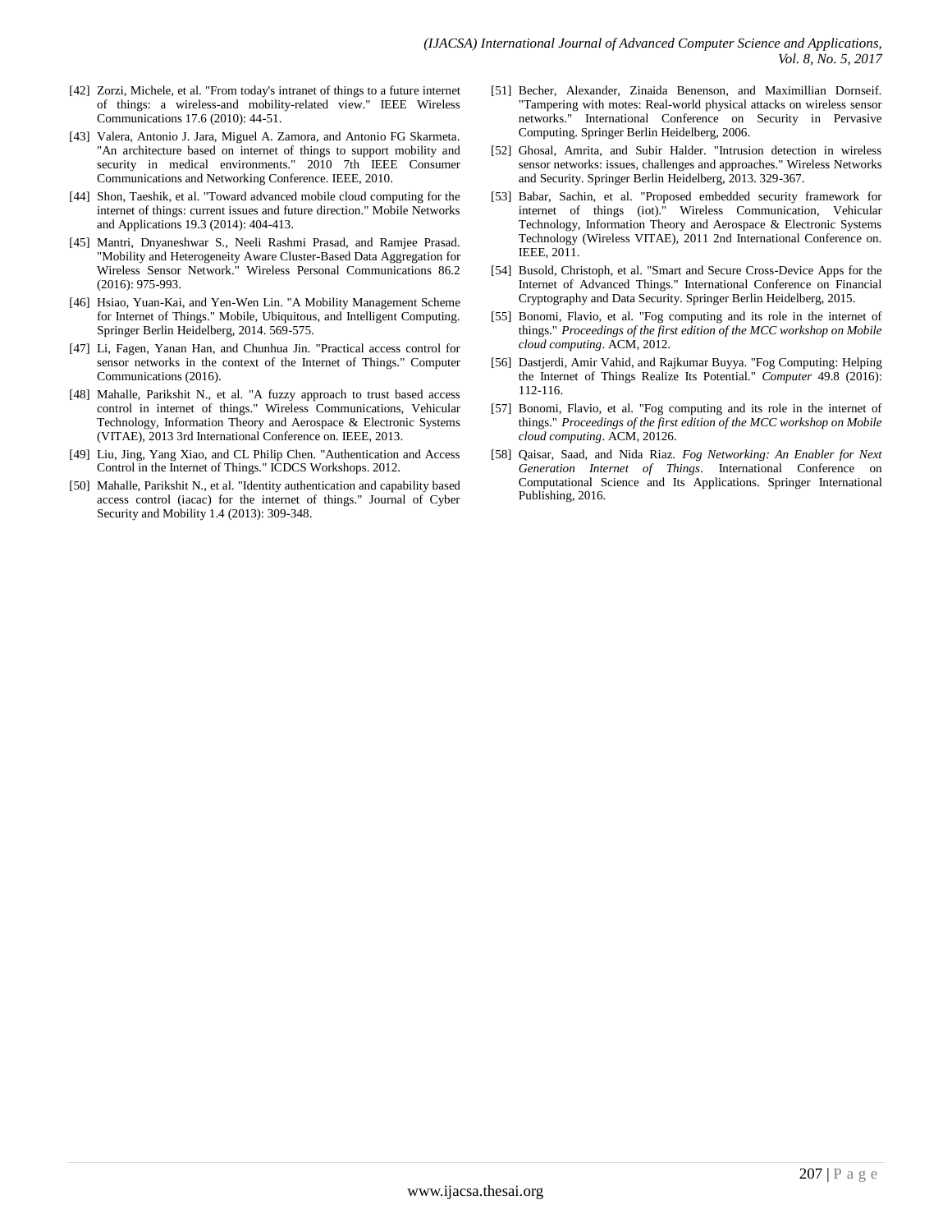[42] Zorzi, Michele, et al. "From today's intranet of things to a future internet of things: a wireless-and mobility-related view." IEEE Wireless Communications 17.6 (2010): 44-51.

[43] Valera, Antonio J. Jara, Miguel A. Zamora, and Antonio FG Skarmeta. "An architecture based on internet of things to support mobility and security in medical environments." 2010 7th IEEE Consumer Communications and Networking Conference. IEEE, 2010.

[44] Shon, Taeshik, et al. "Toward advanced mobile cloud computing for the internet of things: current issues and future direction." Mobile Networks and Applications 19.3 (2014): 404-413.

[45] Mantri, Dnyaneshwar S., Neeli Rashmi Prasad, and Ramjee Prasad. "Mobility and Heterogeneity Aware Cluster-Based Data Aggregation for Wireless Sensor Network." Wireless Personal Communications 86.2 (2016): 975-993.

[46] Hsiao, Yuan-Kai, and Yen-Wen Lin. "A Mobility Management Scheme for Internet of Things." Mobile, Ubiquitous, and Intelligent Computing. Springer Berlin Heidelberg, 2014. 569-575.

[47] Li, Fagen, Yanan Han, and Chunhua Jin. "Practical access control for sensor networks in the context of the Internet of Things." Computer Communications (2016).

[48] Mahalle, Parikshit N., et al. "A fuzzy approach to trust based access control in internet of things." Wireless Communications, Vehicular Technology, Information Theory and Aerospace & Electronic Systems (VITAE), 2013 3rd International Conference on. IEEE, 2013.

[49] Liu, Jing, Yang Xiao, and CL Philip Chen. "Authentication and Access Control in the Internet of Things." ICDCS Workshops. 2012.

[50] Mahalle, Parikshit N., et al. "Identity authentication and capability based access control (iacac) for the internet of things." Journal of Cyber Security and Mobility 1.4 (2013): 309-348.

[51] Becher, Alexander, Zinaida Benenson, and Maximillian Dornseif. "Tampering with motes: Real-world physical attacks on wireless sensor networks." International Conference on Security in Pervasive Computing. Springer Berlin Heidelberg, 2006.

[52] Ghosal, Amrita, and Subir Halder. "Intrusion detection in wireless sensor networks: issues, challenges and approaches." Wireless Networks and Security. Springer Berlin Heidelberg, 2013. 329-367.

[53] Babar, Sachin, et al. "Proposed embedded security framework for internet of things (iot)." Wireless Communication, Vehicular Technology, Information Theory and Aerospace & Electronic Systems Technology (Wireless VITAE), 2011 2nd International Conference on. IEEE, 2011.

[54] Busold, Christoph, et al. "Smart and Secure Cross-Device Apps for the Internet of Advanced Things." International Conference on Financial Cryptography and Data Security. Springer Berlin Heidelberg, 2015.

[55] Bonomi, Flavio, et al. "Fog computing and its role in the internet of things." *Proceedings of the first edition of the MCC workshop on Mobile cloud computing*. ACM, 2012.

[56] Dastjerdi, Amir Vahid, and Rajkumar Buyya. "Fog Computing: Helping the Internet of Things Realize Its Potential." *Computer* 49.8 (2016): 112-116.

[57] Bonomi, Flavio, et al. "Fog computing and its role in the internet of things." *Proceedings of the first edition of the MCC workshop on Mobile cloud computing*. ACM, 20126.

[58] Qaisar, Saad, and Nida Riaz. *Fog Networking: An Enabler for Next Generation Internet of Things*. International Conference on Computational Science and Its Applications. Springer International Publishing, 2016.